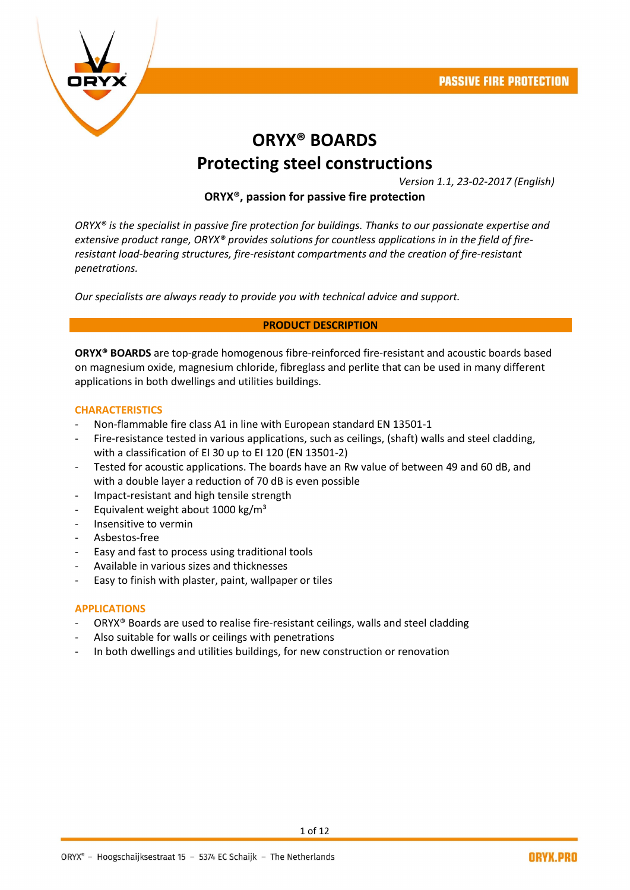# ORYX® BOARDS
## Protecting steel constructions

*Version 1.1, 23-02-2017 (English)*

**ORYX®, passion for passive fire protection**

*ORYX® is the specialist in passive fire protection for buildings. Thanks to our passionate expertise and extensive product range, ORYX® provides solutions for countless applications in in the field of fire-resistant load-bearing structures, fire-resistant compartments and the creation of fire-resistant penetrations.*

*Our specialists are always ready to provide you with technical advice and support.*

## PRODUCT DESCRIPTION

**ORYX® BOARDS** are top-grade homogenous fibre-reinforced fire-resistant and acoustic boards based on magnesium oxide, magnesium chloride, fibreglass and perlite that can be used in many different applications in both dwellings and utilities buildings.

### CHARACTERISTICS

- Non-flammable fire class A1 in line with European standard EN 13501-1
- Fire-resistance tested in various applications, such as ceilings, (shaft) walls and steel cladding, with a classification of EI 30 up to EI 120 (EN 13501-2)
- Tested for acoustic applications. The boards have an Rw value of between 49 and 60 dB, and with a double layer a reduction of 70 dB is even possible
- Impact-resistant and high tensile strength
- Equivalent weight about 1000 kg/m³
- Insensitive to vermin
- Asbestos-free
- Easy and fast to process using traditional tools
- Available in various sizes and thicknesses
- Easy to finish with plaster, paint, wallpaper or tiles

### APPLICATIONS

- ORYX® Boards are used to realise fire-resistant ceilings, walls and steel cladding
- Also suitable for walls or ceilings with penetrations
- In both dwellings and utilities buildings, for new construction or renovation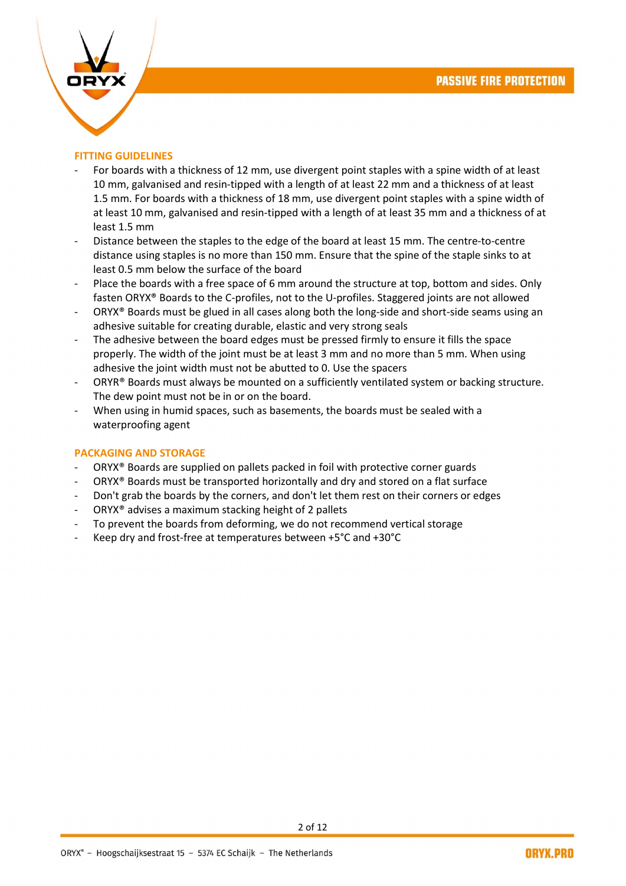## FITTING GUIDELINES

- For boards with a thickness of 12 mm, use divergent point staples with a spine width of at least 10 mm, galvanised and resin-tipped with a length of at least 22 mm and a thickness of at least 1.5 mm. For boards with a thickness of 18 mm, use divergent point staples with a spine width of at least 10 mm, galvanised and resin-tipped with a length of at least 35 mm and a thickness of at least 1.5 mm
- Distance between the staples to the edge of the board at least 15 mm. The centre-to-centre distance using staples is no more than 150 mm. Ensure that the spine of the staple sinks to at least 0.5 mm below the surface of the board
- Place the boards with a free space of 6 mm around the structure at top, bottom and sides. Only fasten ORYX® Boards to the C-profiles, not to the U-profiles. Staggered joints are not allowed
- ORYX® Boards must be glued in all cases along both the long-side and short-side seams using an adhesive suitable for creating durable, elastic and very strong seals
- The adhesive between the board edges must be pressed firmly to ensure it fills the space properly. The width of the joint must be at least 3 mm and no more than 5 mm. When using adhesive the joint width must not be abutted to 0. Use the spacers
- ORYR® Boards must always be mounted on a sufficiently ventilated system or backing structure. The dew point must not be in or on the board.
- When using in humid spaces, such as basements, the boards must be sealed with a waterproofing agent

## PACKAGING AND STORAGE

- ORYX® Boards are supplied on pallets packed in foil with protective corner guards
- ORYX® Boards must be transported horizontally and dry and stored on a flat surface
- Don't grab the boards by the corners, and don't let them rest on their corners or edges
- ORYX® advises a maximum stacking height of 2 pallets
- To prevent the boards from deforming, we do not recommend vertical storage
- Keep dry and frost-free at temperatures between +5°C and +30°C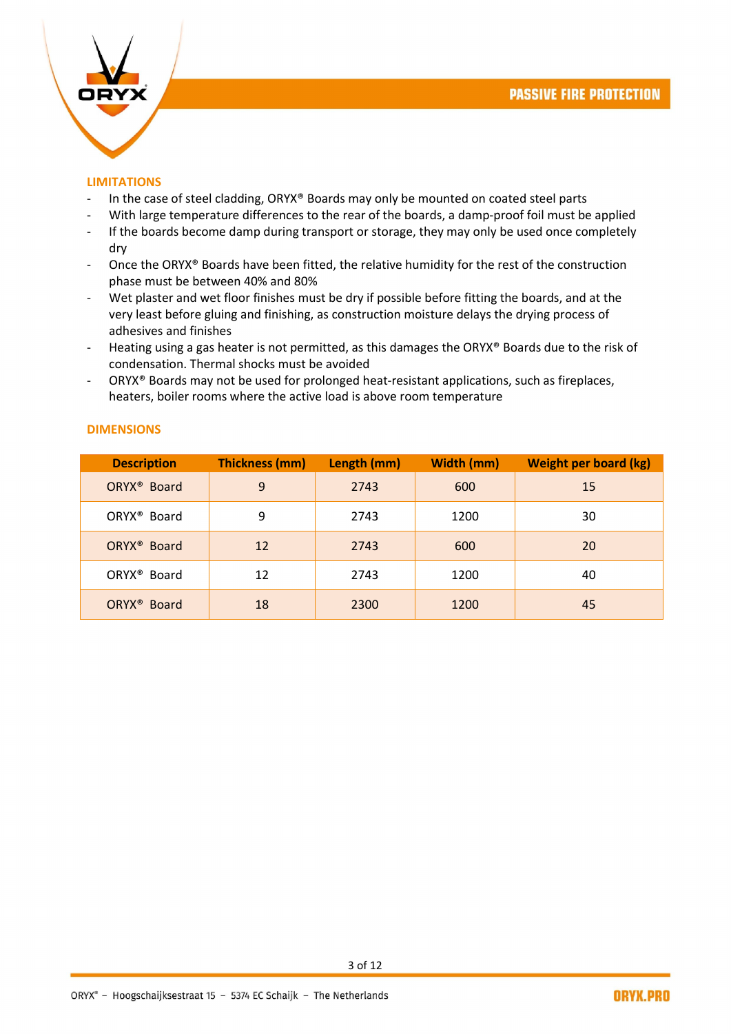## LIMITATIONS

- In the case of steel cladding, ORYX® Boards may only be mounted on coated steel parts
- With large temperature differences to the rear of the boards, a damp-proof foil must be applied
- If the boards become damp during transport or storage, they may only be used once completely dry
- Once the ORYX® Boards have been fitted, the relative humidity for the rest of the construction phase must be between 40% and 80%
- Wet plaster and wet floor finishes must be dry if possible before fitting the boards, and at the very least before gluing and finishing, as construction moisture delays the drying process of adhesives and finishes
- Heating using a gas heater is not permitted, as this damages the ORYX® Boards due to the risk of condensation. Thermal shocks must be avoided
- ORYX® Boards may not be used for prolonged heat-resistant applications, such as fireplaces, heaters, boiler rooms where the active load is above room temperature

## DIMENSIONS

| Description | Thickness (mm) | Length (mm) | Width (mm) | Weight per board (kg) |
|---|---|---|---|---|
| ORYX® Board | 9 | 2743 | 600 | 15 |
| ORYX® Board | 9 | 2743 | 1200 | 30 |
| ORYX® Board | 12 | 2743 | 600 | 20 |
| ORYX® Board | 12 | 2743 | 1200 | 40 |
| ORYX® Board | 18 | 2300 | 1200 | 45 |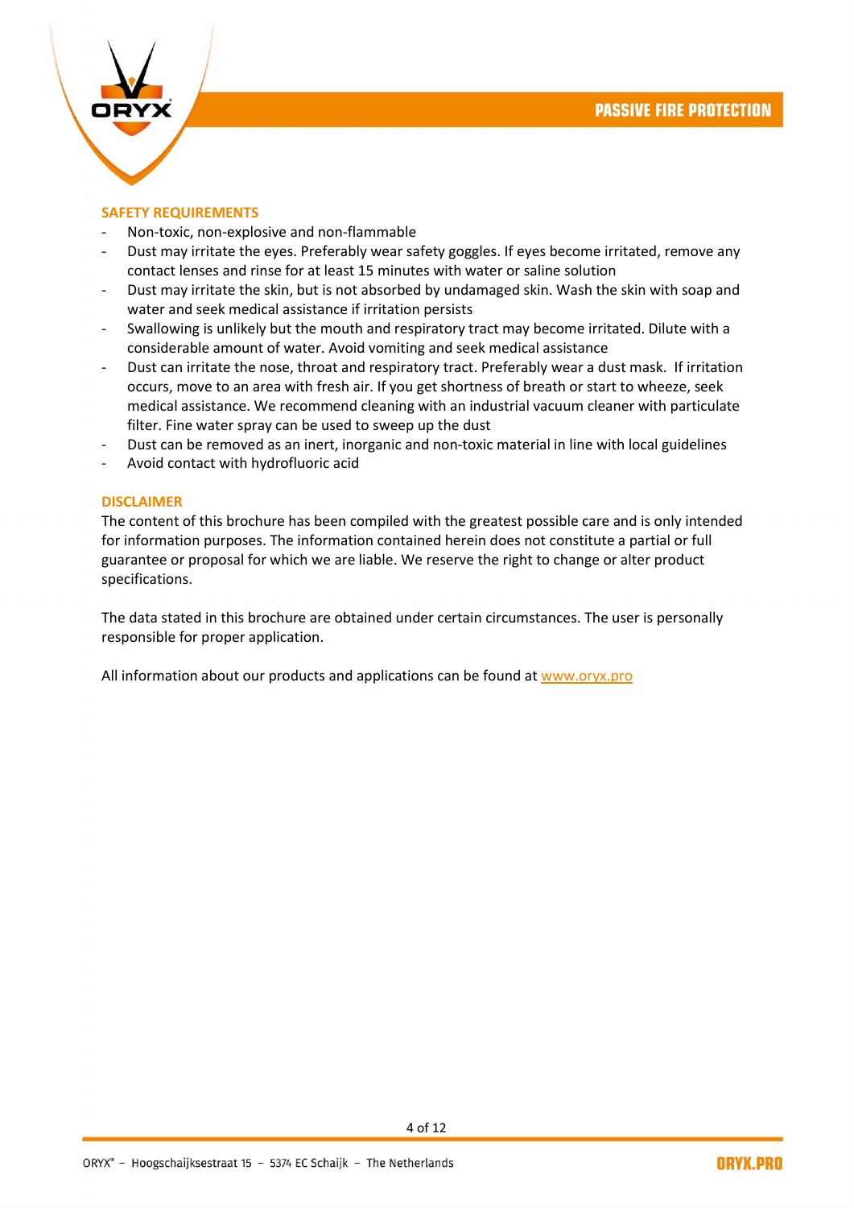## SAFETY REQUIREMENTS

- Non-toxic, non-explosive and non-flammable
- Dust may irritate the eyes. Preferably wear safety goggles. If eyes become irritated, remove any contact lenses and rinse for at least 15 minutes with water or saline solution
- Dust may irritate the skin, but is not absorbed by undamaged skin. Wash the skin with soap and water and seek medical assistance if irritation persists
- Swallowing is unlikely but the mouth and respiratory tract may become irritated. Dilute with a considerable amount of water. Avoid vomiting and seek medical assistance
- Dust can irritate the nose, throat and respiratory tract. Preferably wear a dust mask. If irritation occurs, move to an area with fresh air. If you get shortness of breath or start to wheeze, seek medical assistance. We recommend cleaning with an industrial vacuum cleaner with particulate filter. Fine water spray can be used to sweep up the dust
- Dust can be removed as an inert, inorganic and non-toxic material in line with local guidelines
- Avoid contact with hydrofluoric acid

## DISCLAIMER

The content of this brochure has been compiled with the greatest possible care and is only intended for information purposes. The information contained herein does not constitute a partial or full guarantee or proposal for which we are liable. We reserve the right to change or alter product specifications.

The data stated in this brochure are obtained under certain circumstances. The user is personally responsible for proper application.

All information about our products and applications can be found at www.oryx.pro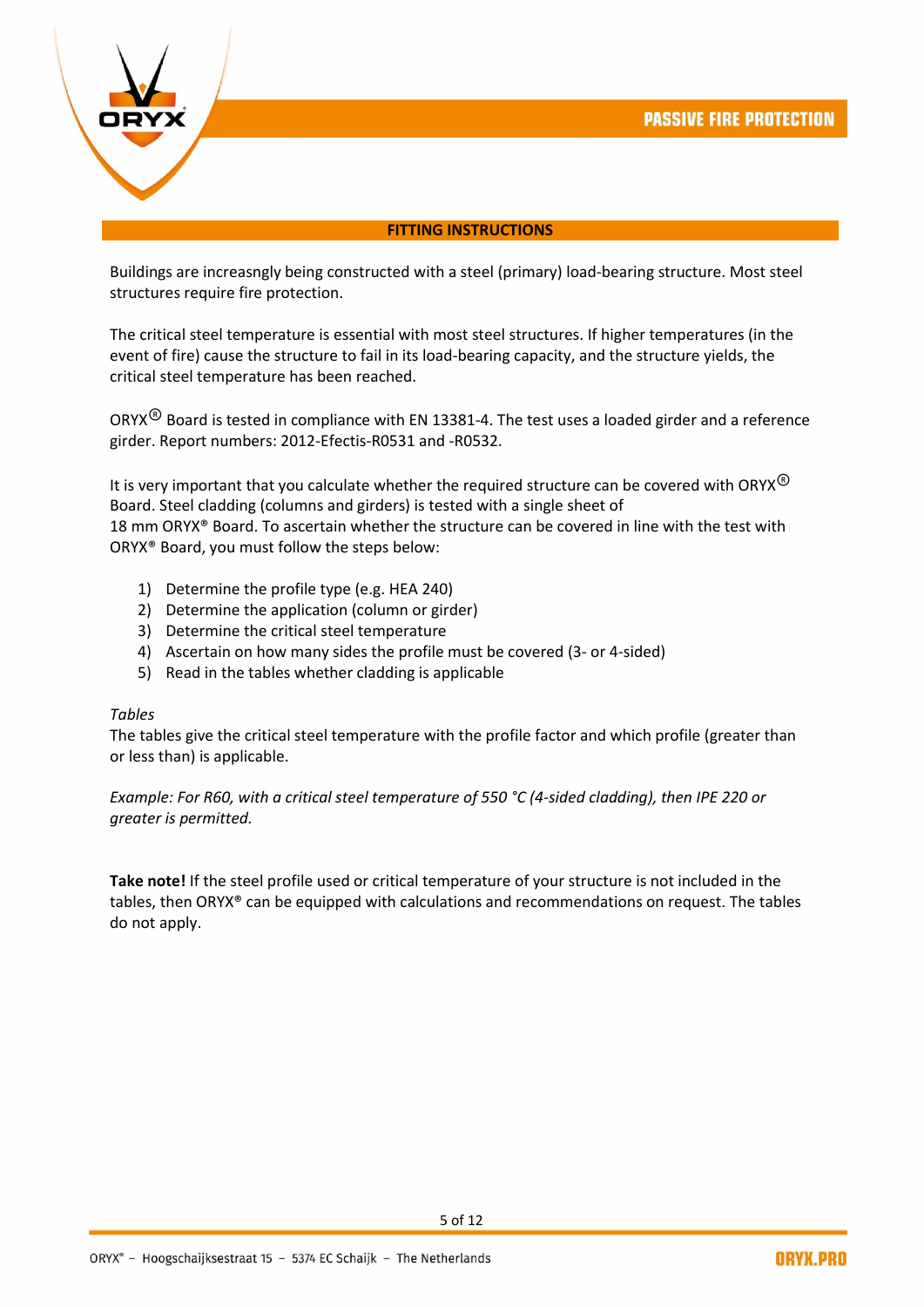## FITTING INSTRUCTIONS

Buildings are increasngly being constructed with a steel (primary) load-bearing structure. Most steel structures require fire protection.

The critical steel temperature is essential with most steel structures. If higher temperatures (in the event of fire) cause the structure to fail in its load-bearing capacity, and the structure yields, the critical steel temperature has been reached.

ORYX® Board is tested in compliance with EN 13381-4. The test uses a loaded girder and a reference girder. Report numbers: 2012-Efectis-R0531 and -R0532.

It is very important that you calculate whether the required structure can be covered with ORYX® Board. Steel cladding (columns and girders) is tested with a single sheet of 18 mm ORYX® Board. To ascertain whether the structure can be covered in line with the test with ORYX® Board, you must follow the steps below:

1) Determine the profile type (e.g. HEA 240)
2) Determine the application (column or girder)
3) Determine the critical steel temperature
4) Ascertain on how many sides the profile must be covered (3- or 4-sided)
5) Read in the tables whether cladding is applicable

*Tables*

The tables give the critical steel temperature with the profile factor and which profile (greater than or less than) is applicable.

*Example: For R60, with a critical steel temperature of 550 °C (4-sided cladding), then IPE 220 or greater is permitted.*

**Take note!** If the steel profile used or critical temperature of your structure is not included in the tables, then ORYX® can be equipped with calculations and recommendations on request. The tables do not apply.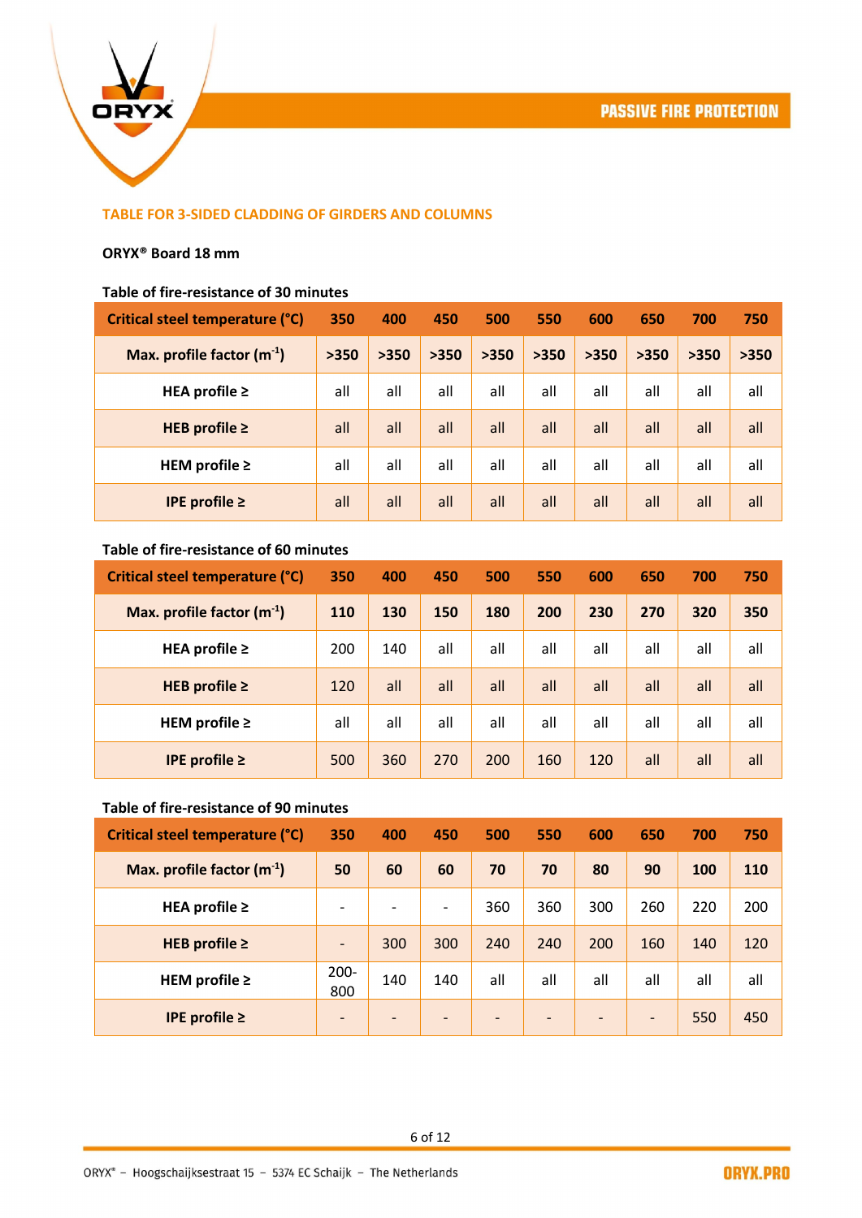## TABLE FOR 3-SIDED CLADDING OF GIRDERS AND COLUMNS

**ORYX® Board 18 mm**

**Table of fire-resistance of 30 minutes**

| Critical steel temperature (°C) | 350 | 400 | 450 | 500 | 550 | 600 | 650 | 700 | 750 |
|---|---|---|---|---|---|---|---|---|---|
| Max. profile factor ($m^{-1}$) | >350 | >350 | >350 | >350 | >350 | >350 | >350 | >350 | >350 |
| HEA profile ≥ | all | all | all | all | all | all | all | all | all |
| HEB profile ≥ | all | all | all | all | all | all | all | all | all |
| HEM profile ≥ | all | all | all | all | all | all | all | all | all |
| IPE profile ≥ | all | all | all | all | all | all | all | all | all |

**Table of fire-resistance of 60 minutes**

| Critical steel temperature (°C) | 350 | 400 | 450 | 500 | 550 | 600 | 650 | 700 | 750 |
|---|---|---|---|---|---|---|---|---|---|
| Max. profile factor ($m^{-1}$) | 110 | 130 | 150 | 180 | 200 | 230 | 270 | 320 | 350 |
| HEA profile ≥ | 200 | 140 | all | all | all | all | all | all | all |
| HEB profile ≥ | 120 | all | all | all | all | all | all | all | all |
| HEM profile ≥ | all | all | all | all | all | all | all | all | all |
| IPE profile ≥ | 500 | 360 | 270 | 200 | 160 | 120 | all | all | all |

**Table of fire-resistance of 90 minutes**

| Critical steel temperature (°C) | 350 | 400 | 450 | 500 | 550 | 600 | 650 | 700 | 750 |
|---|---|---|---|---|---|---|---|---|---|
| Max. profile factor ($m^{-1}$) | 50 | 60 | 60 | 70 | 70 | 80 | 90 | 100 | 110 |
| HEA profile ≥ | - | - | - | 360 | 360 | 300 | 260 | 220 | 200 |
| HEB profile ≥ | - | 300 | 300 | 240 | 240 | 200 | 160 | 140 | 120 |
| HEM profile ≥ | 200-800 | 140 | 140 | all | all | all | all | all | all |
| IPE profile ≥ | - | - | - | - | - | - | - | 550 | 450 |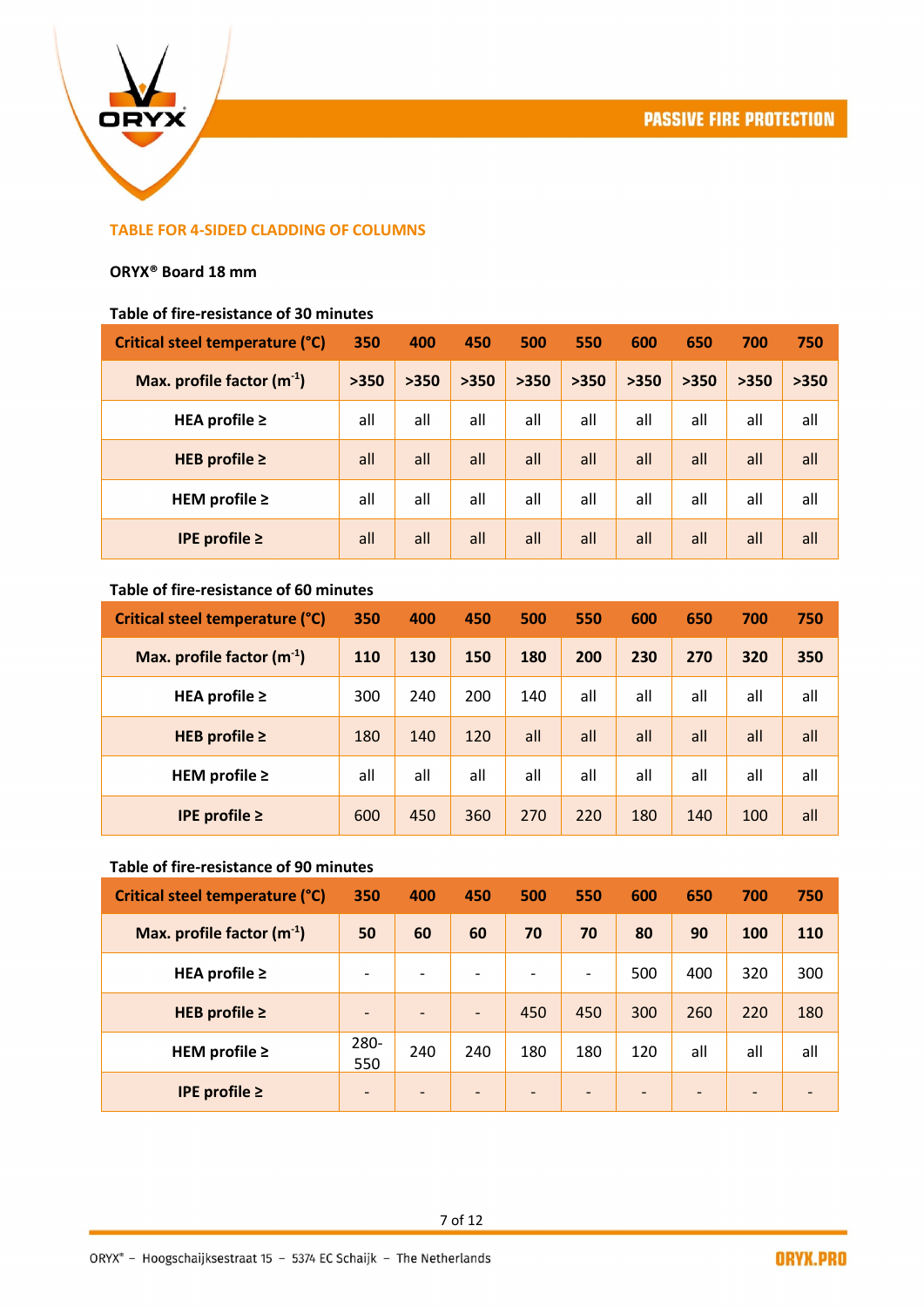## TABLE FOR 4-SIDED CLADDING OF COLUMNS

**ORYX® Board 18 mm**

**Table of fire-resistance of 30 minutes**

| Critical steel temperature (°C) | 350 | 400 | 450 | 500 | 550 | 600 | 650 | 700 | 750 |
|---|---|---|---|---|---|---|---|---|---|
| Max. profile factor ($m^{-1}$) | >350 | >350 | >350 | >350 | >350 | >350 | >350 | >350 | >350 |
| HEA profile ≥ | all | all | all | all | all | all | all | all | all |
| HEB profile ≥ | all | all | all | all | all | all | all | all | all |
| HEM profile ≥ | all | all | all | all | all | all | all | all | all |
| IPE profile ≥ | all | all | all | all | all | all | all | all | all |

**Table of fire-resistance of 60 minutes**

| Critical steel temperature (°C) | 350 | 400 | 450 | 500 | 550 | 600 | 650 | 700 | 750 |
|---|---|---|---|---|---|---|---|---|---|
| Max. profile factor ($m^{-1}$) | 110 | 130 | 150 | 180 | 200 | 230 | 270 | 320 | 350 |
| HEA profile ≥ | 300 | 240 | 200 | 140 | all | all | all | all | all |
| HEB profile ≥ | 180 | 140 | 120 | all | all | all | all | all | all |
| HEM profile ≥ | all | all | all | all | all | all | all | all | all |
| IPE profile ≥ | 600 | 450 | 360 | 270 | 220 | 180 | 140 | 100 | all |

**Table of fire-resistance of 90 minutes**

| Critical steel temperature (°C) | 350 | 400 | 450 | 500 | 550 | 600 | 650 | 700 | 750 |
|---|---|---|---|---|---|---|---|---|---|
| Max. profile factor ($m^{-1}$) | 50 | 60 | 60 | 70 | 70 | 80 | 90 | 100 | 110 |
| HEA profile ≥ | - | - | - | - | - | 500 | 400 | 320 | 300 |
| HEB profile ≥ | - | - | - | 450 | 450 | 300 | 260 | 220 | 180 |
| HEM profile ≥ | 280-550 | 240 | 240 | 180 | 180 | 120 | all | all | all |
| IPE profile ≥ | - | - | - | - | - | - | - | - | - |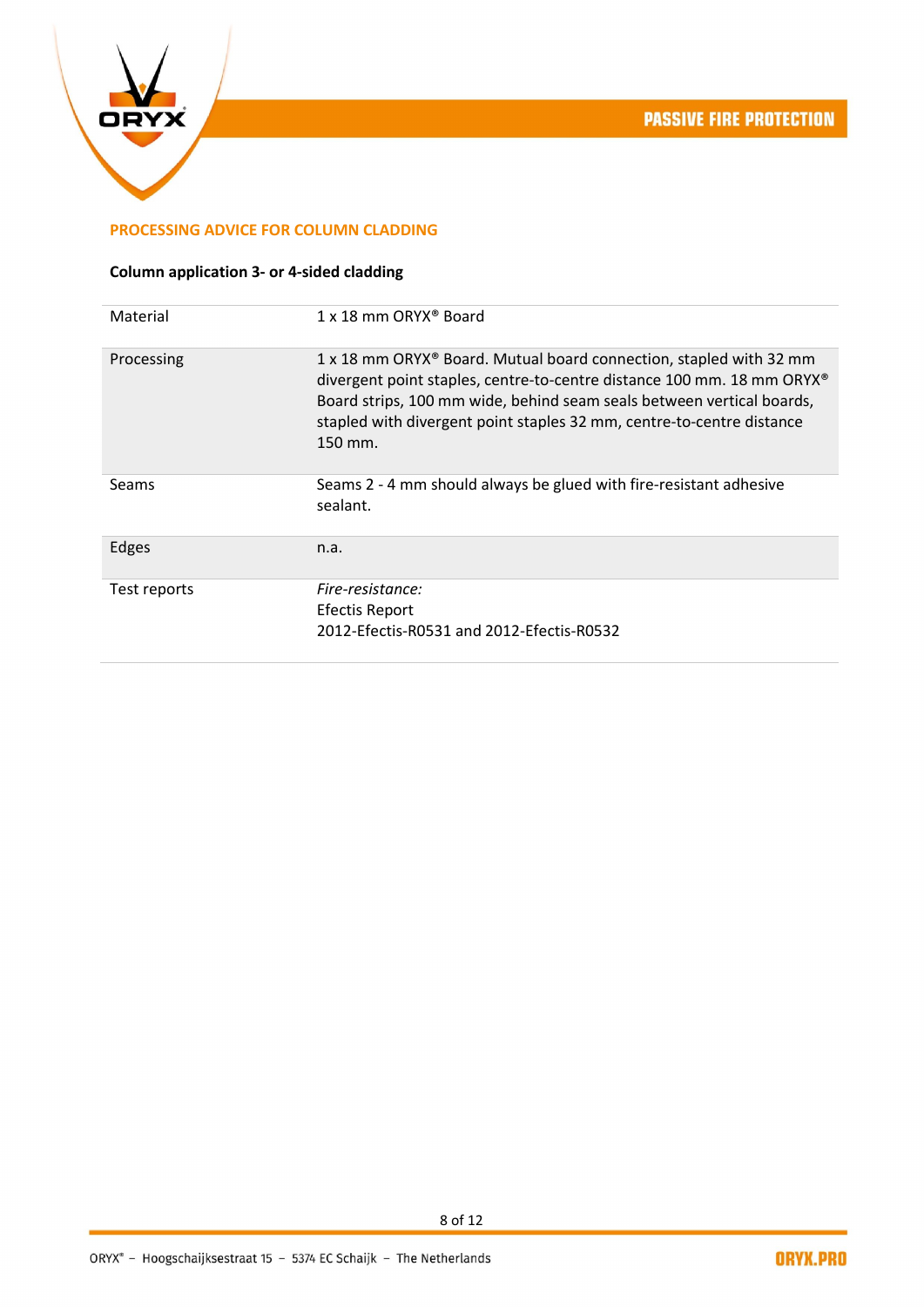## PROCESSING ADVICE FOR COLUMN CLADDING

**Column application 3- or 4-sided cladding**

| | |
|---|---|
| Material | 1 x 18 mm ORYX® Board |
| Processing | 1 x 18 mm ORYX® Board. Mutual board connection, stapled with 32 mm divergent point staples, centre-to-centre distance 100 mm. 18 mm ORYX® Board strips, 100 mm wide, behind seam seals between vertical boards, stapled with divergent point staples 32 mm, centre-to-centre distance 150 mm. |
| Seams | Seams 2 - 4 mm should always be glued with fire-resistant adhesive sealant. |
| Edges | n.a. |
| Test reports | *Fire-resistance:*<br>Efectis Report<br>2012-Efectis-R0531 and 2012-Efectis-R0532 |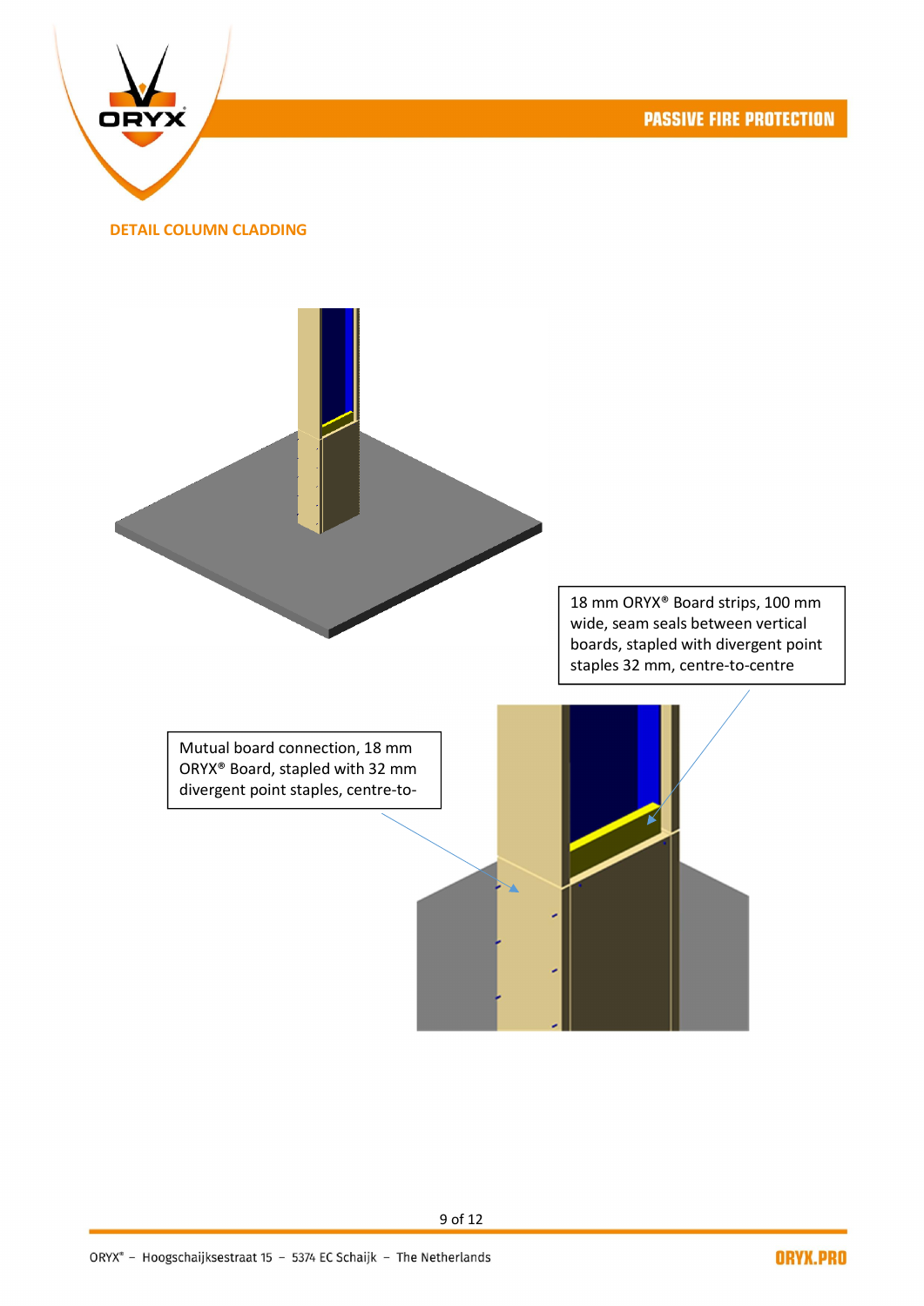## DETAIL COLUMN CLADDING

18 mm ORYX® Board strips, 100 mm wide, seam seals between vertical boards, stapled with divergent point staples 32 mm, centre-to-centre

Mutual board connection, 18 mm ORYX® Board, stapled with 32 mm divergent point staples, centre-to-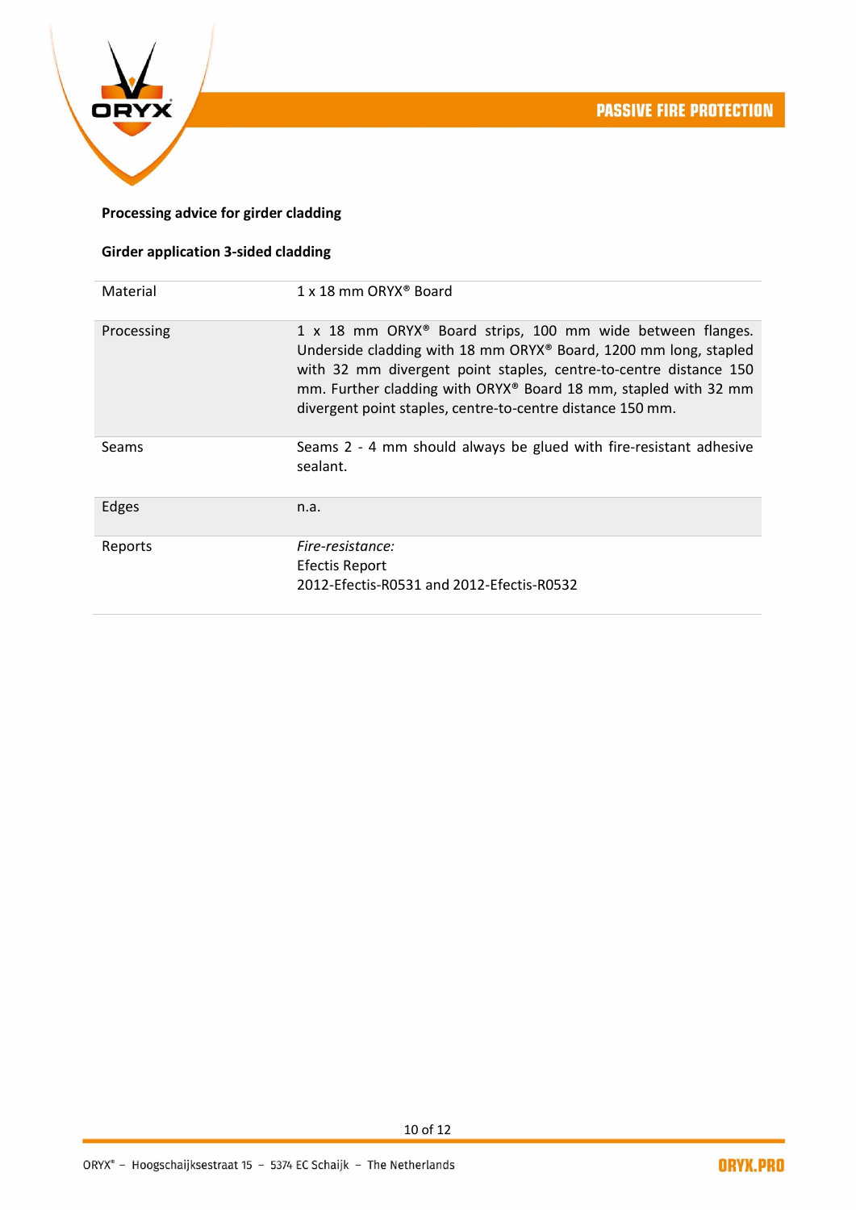**Processing advice for girder cladding**

**Girder application 3-sided cladding**

| | |
|---|---|
| Material | 1 x 18 mm ORYX® Board |
| Processing | 1 x 18 mm ORYX® Board strips, 100 mm wide between flanges. Underside cladding with 18 mm ORYX® Board, 1200 mm long, stapled with 32 mm divergent point staples, centre-to-centre distance 150 mm. Further cladding with ORYX® Board 18 mm, stapled with 32 mm divergent point staples, centre-to-centre distance 150 mm. |
| Seams | Seams 2 - 4 mm should always be glued with fire-resistant adhesive sealant. |
| Edges | n.a. |
| Reports | *Fire-resistance:*<br>Efectis Report<br>2012-Efectis-R0531 and 2012-Efectis-R0532 |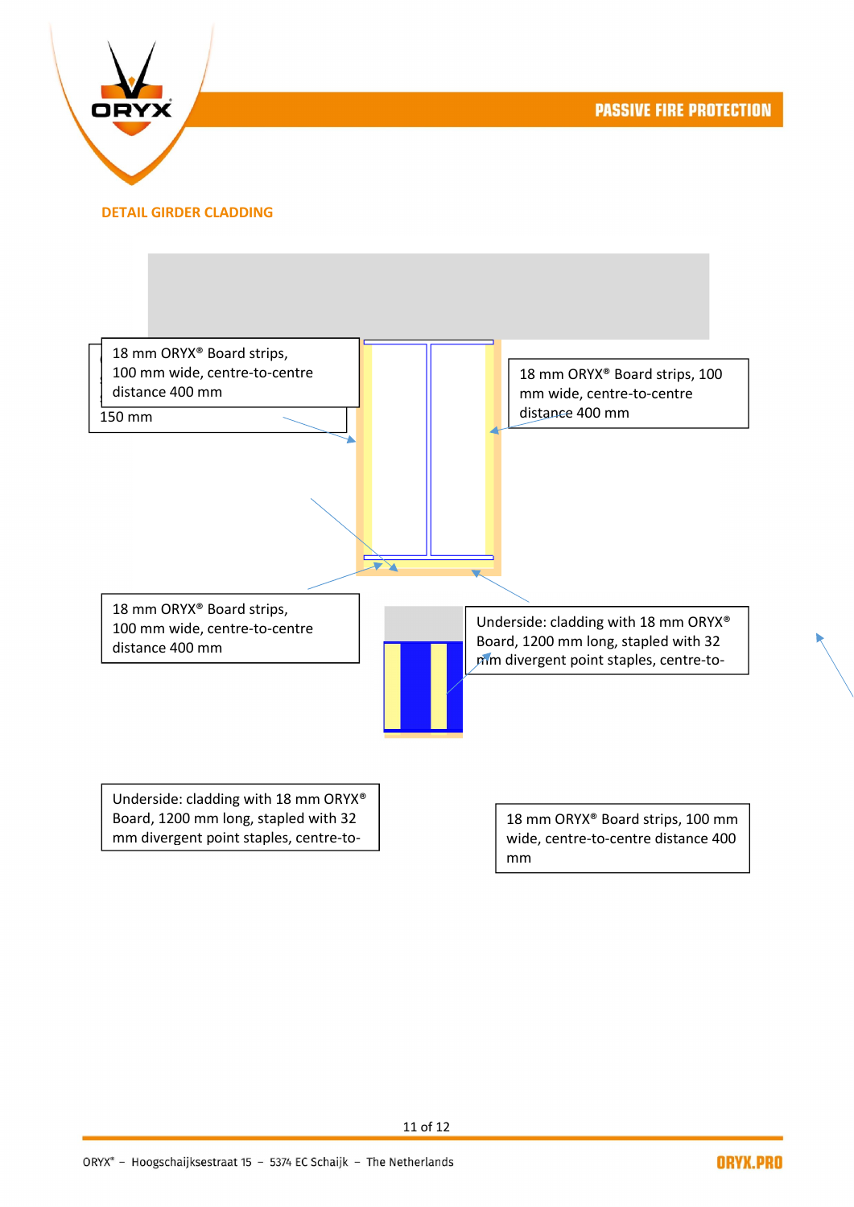## DETAIL GIRDER CLADDING

18 mm ORYX® Board strips, 100 mm wide, centre-to-centre distance 400 mm

150 mm

18 mm ORYX® Board strips, 100 mm wide, centre-to-centre distance 400 mm

18 mm ORYX® Board strips, 100 mm wide, centre-to-centre distance 400 mm

Underside: cladding with 18 mm ORYX® Board, 1200 mm long, stapled with 32 mm divergent point staples, centre-to-

Underside: cladding with 18 mm ORYX® Board, 1200 mm long, stapled with 32 mm divergent point staples, centre-to-

18 mm ORYX® Board strips, 100 mm wide, centre-to-centre distance 400 mm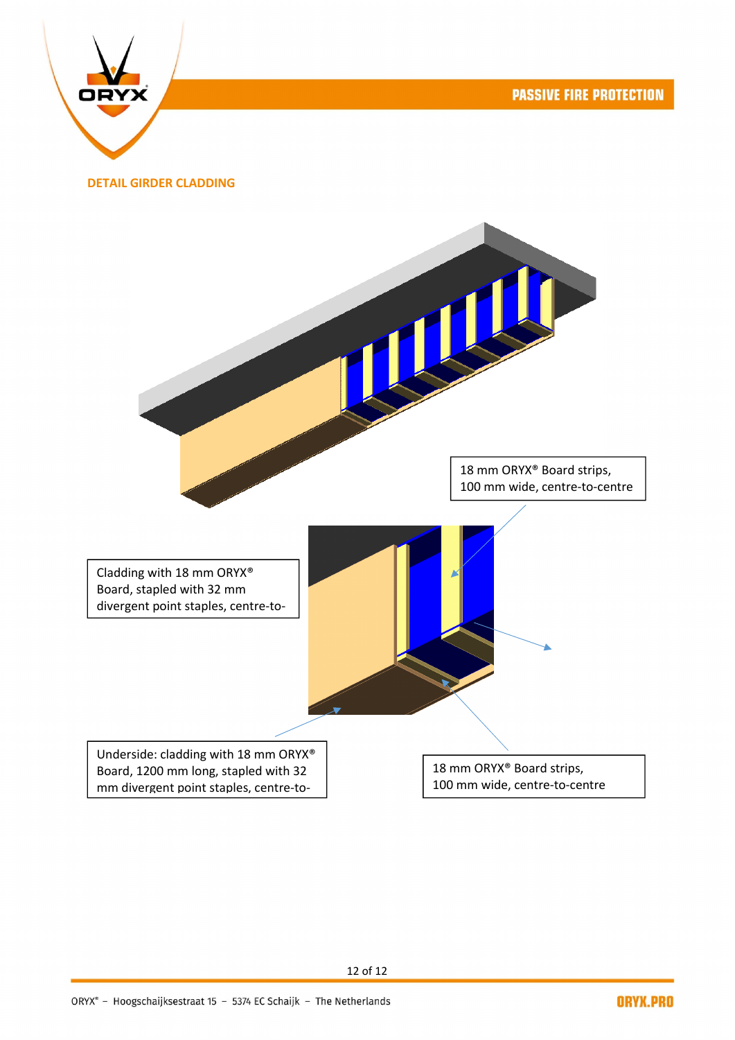DETAIL GIRDER CLADDING

18 mm ORYX® Board strips, 100 mm wide, centre-to-centre

Cladding with 18 mm ORYX® Board, stapled with 32 mm divergent point staples, centre-to-

Underside: cladding with 18 mm ORYX® Board, 1200 mm long, stapled with 32 mm divergent point staples, centre-to-

18 mm ORYX® Board strips, 100 mm wide, centre-to-centre